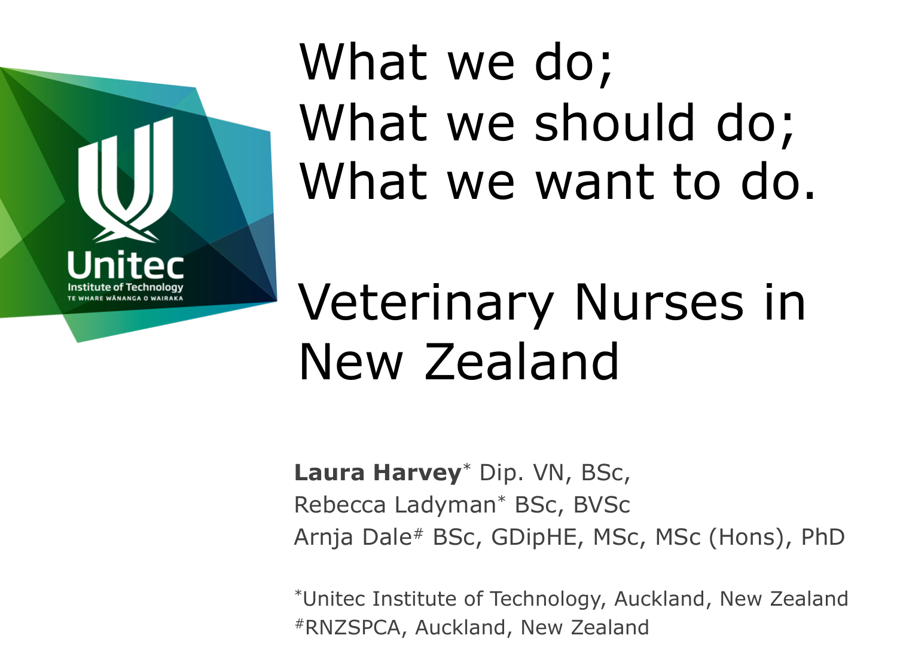# What we do;
# What we should do;
# What we want to do.

# Veterinary Nurses in New Zealand

**Laura Harvey**[*] Dip. VN, BSc,
Rebecca Ladyman[*] BSc, BVSc
Arnja Dale[#] BSc, GDipHE, MSc, MSc (Hons), PhD

[*]Unitec Institute of Technology, Auckland, New Zealand
[#]RNZSPCA, Auckland, New Zealand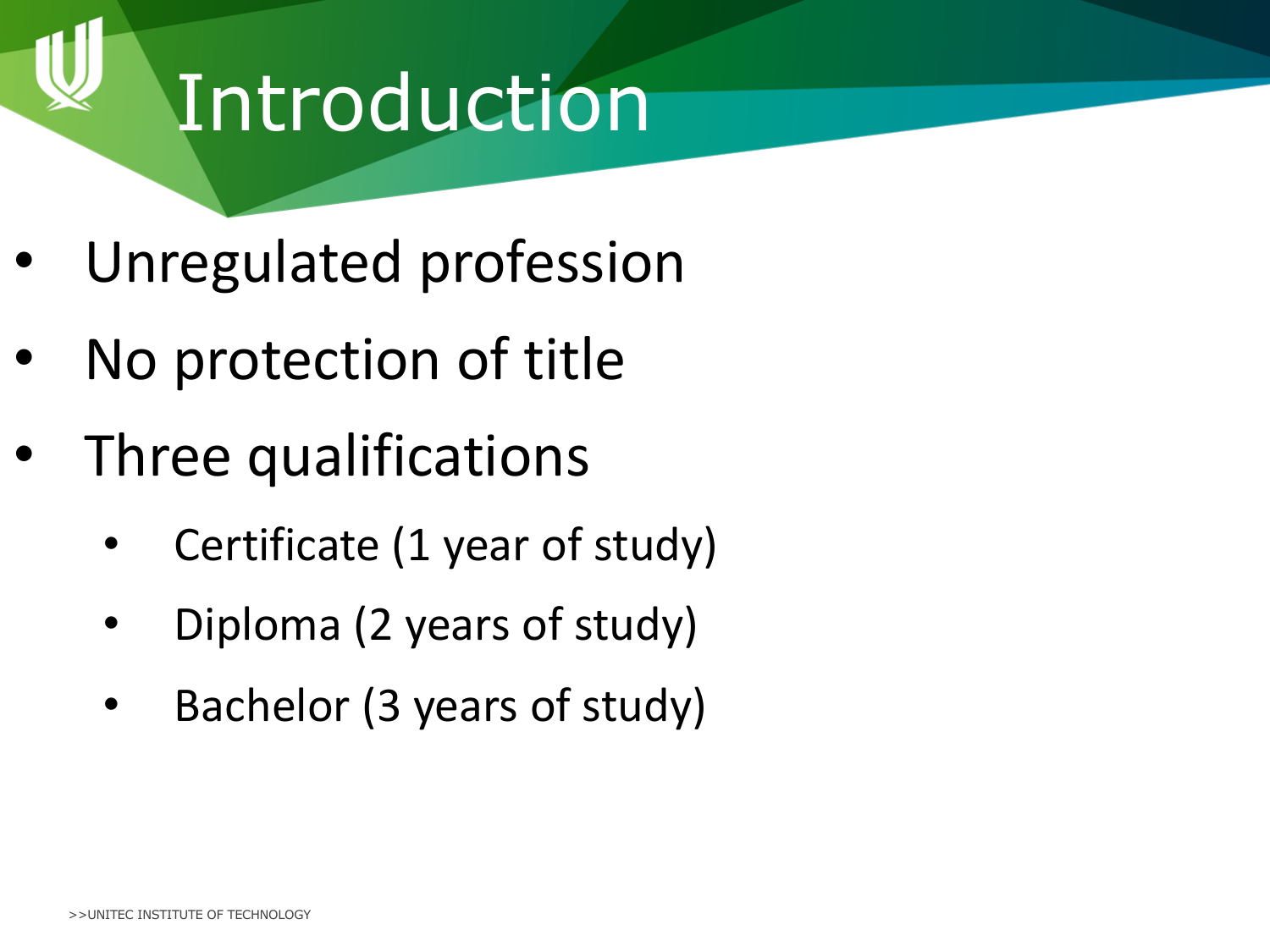# Introduction

- Unregulated profession
- No protection of title
- Three qualifications
  - Certificate (1 year of study)
  - Diploma (2 years of study)
  - Bachelor (3 years of study)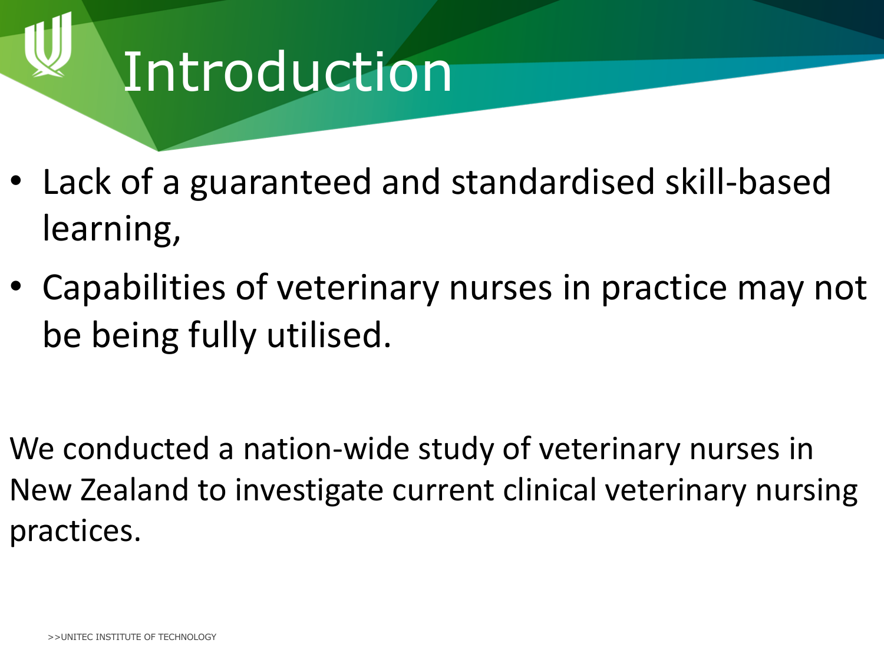# Introduction

- Lack of a guaranteed and standardised skill-based learning,
- Capabilities of veterinary nurses in practice may not be being fully utilised.

We conducted a nation-wide study of veterinary nurses in New Zealand to investigate current clinical veterinary nursing practices.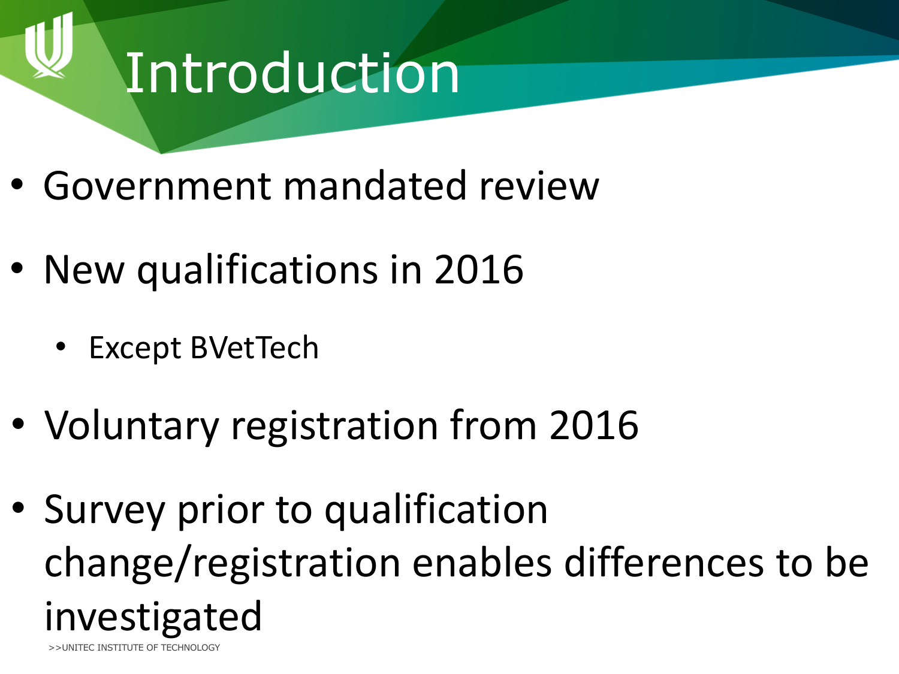# Introduction

- Government mandated review
- New qualifications in 2016
  - Except BVetTech
- Voluntary registration from 2016
- Survey prior to qualification change/registration enables differences to be investigated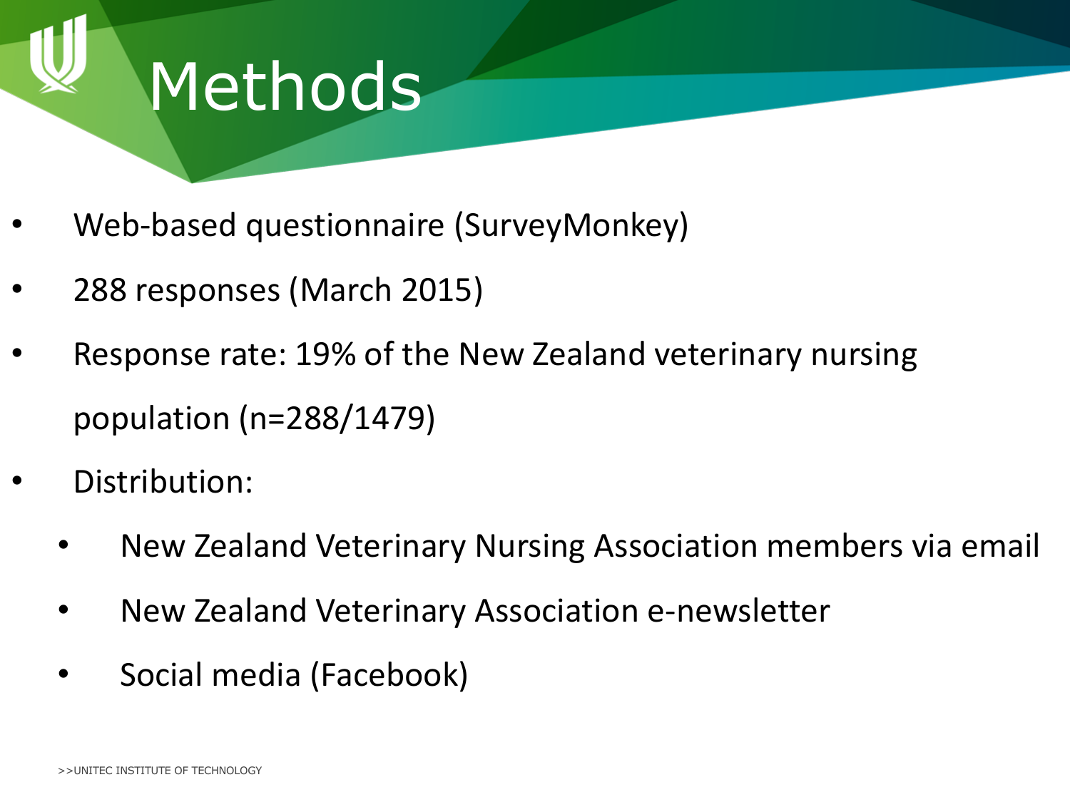# Methods

- Web-based questionnaire (SurveyMonkey)
- 288 responses (March 2015)
- Response rate: 19% of the New Zealand veterinary nursing population (n=288/1479)
- Distribution:
  - New Zealand Veterinary Nursing Association members via email
  - New Zealand Veterinary Association e-newsletter
  - Social media (Facebook)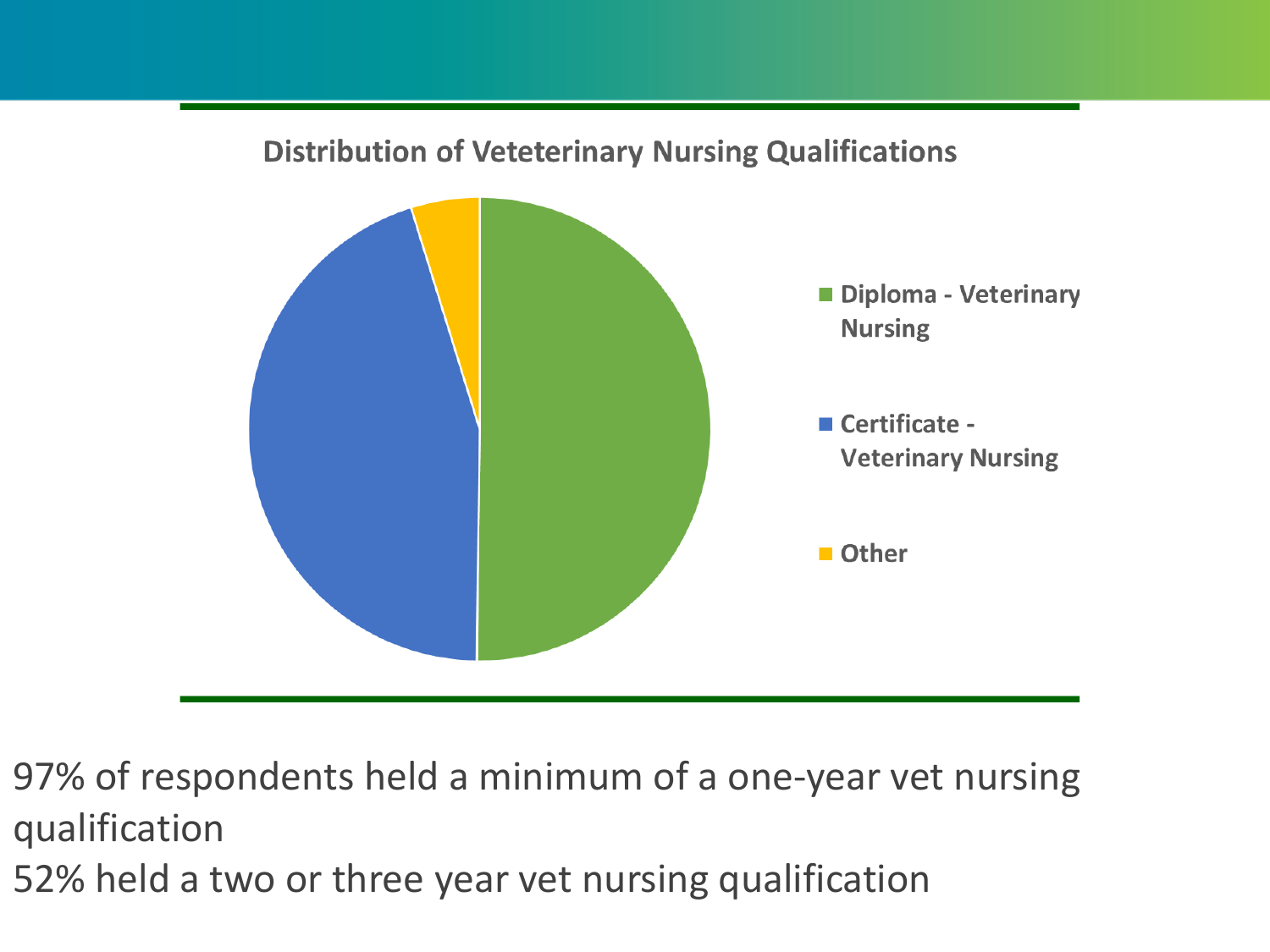**Distribution of Veteterinary Nursing Qualifications**

- Diploma - Veterinary Nursing
- Certificate - Veterinary Nursing
- Other

97% of respondents held a minimum of a one-year vet nursing qualification

52% held a two or three year vet nursing qualification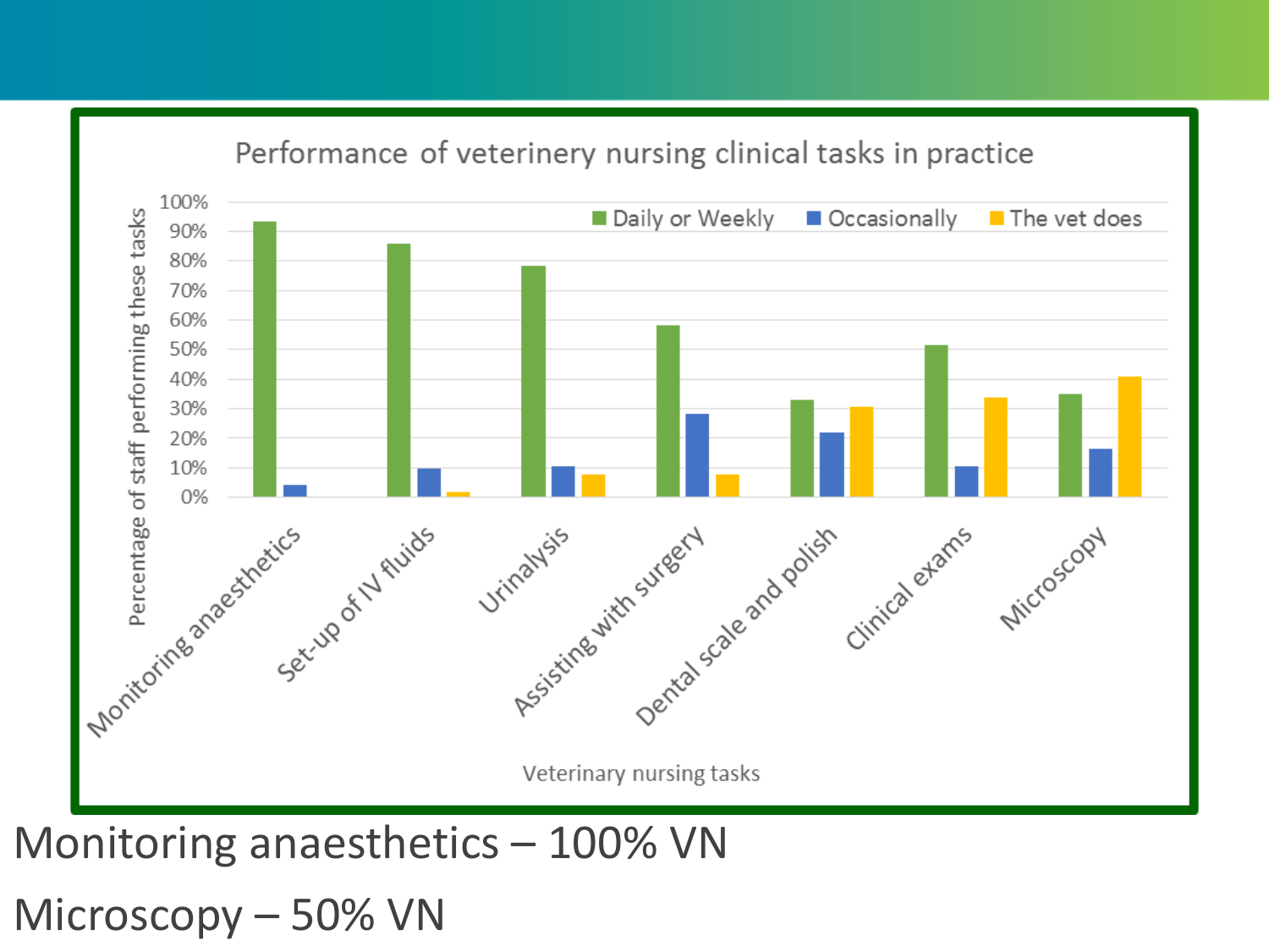## Performance of veterinery nursing clinical tasks in practice

| Veterinary nursing tasks | Daily or Weekly | Occasionally | The vet does |
|---|---|---|---|
| Monitoring anaesthetics | 93% | 4% | |
| Set-up of IV fluids | 86% | 10% | 2% |
| Urinalysis | 78% | 11% | 8% |
| Assisting with surgery | 58% | 28% | 8% |
| Dental scale and polish | 33% | 22% | 31% |
| Clinical exams | 52% | 11% | 34% |
| Microscopy | 35% | 16% | 41% |

Y-axis: Percentage of staff performing these tasks

Monitoring anaesthetics – 100% VN

Microscopy – 50% VN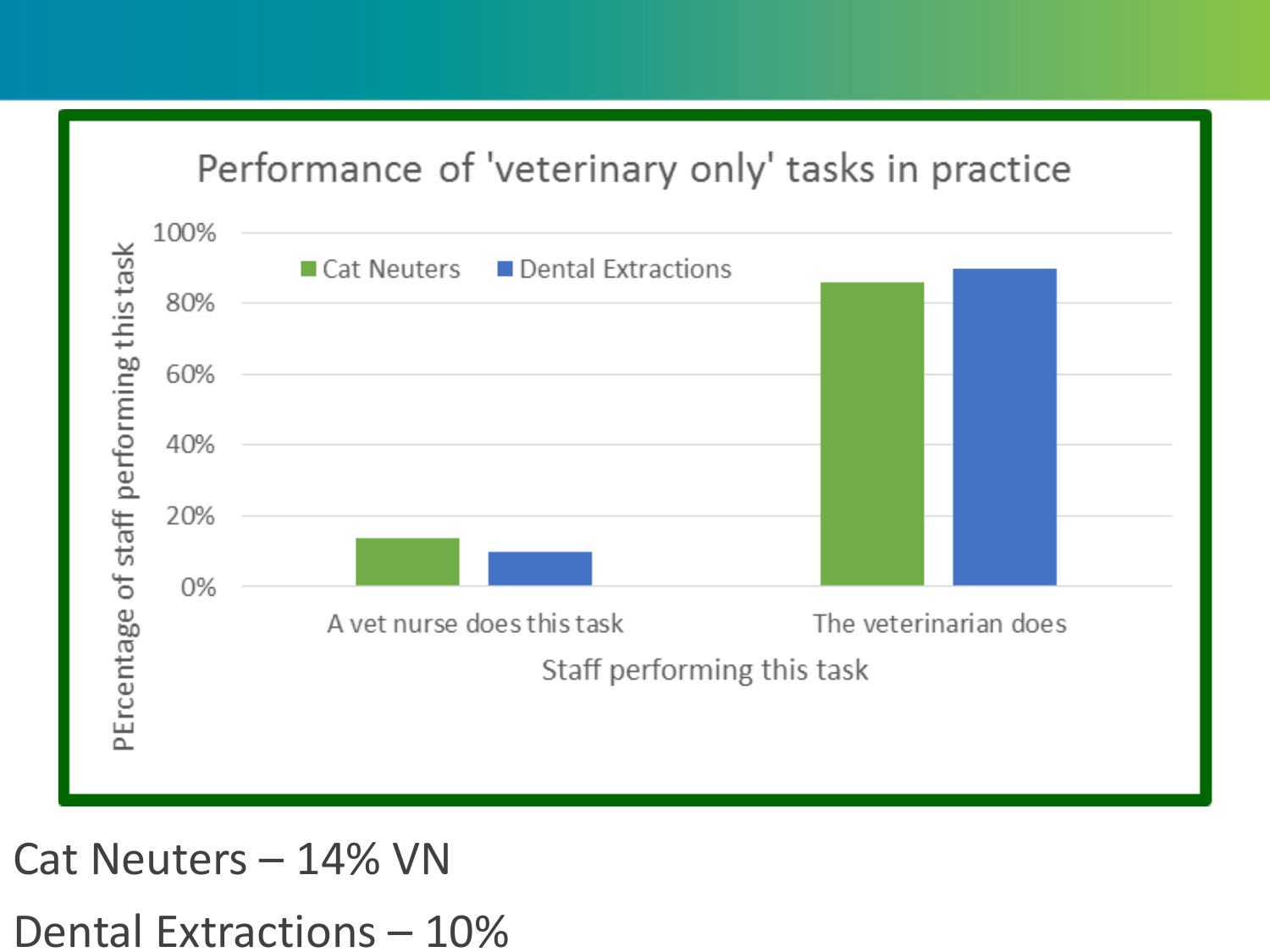## Performance of 'veterinary only' tasks in practice

| Staff performing this task | Cat Neuters | Dental Extractions |
|---|---|---|
| A vet nurse does this task | 14% | 10% |
| The veterinarian does | 86% | 90% |

Cat Neuters – 14% VN

Dental Extractions – 10%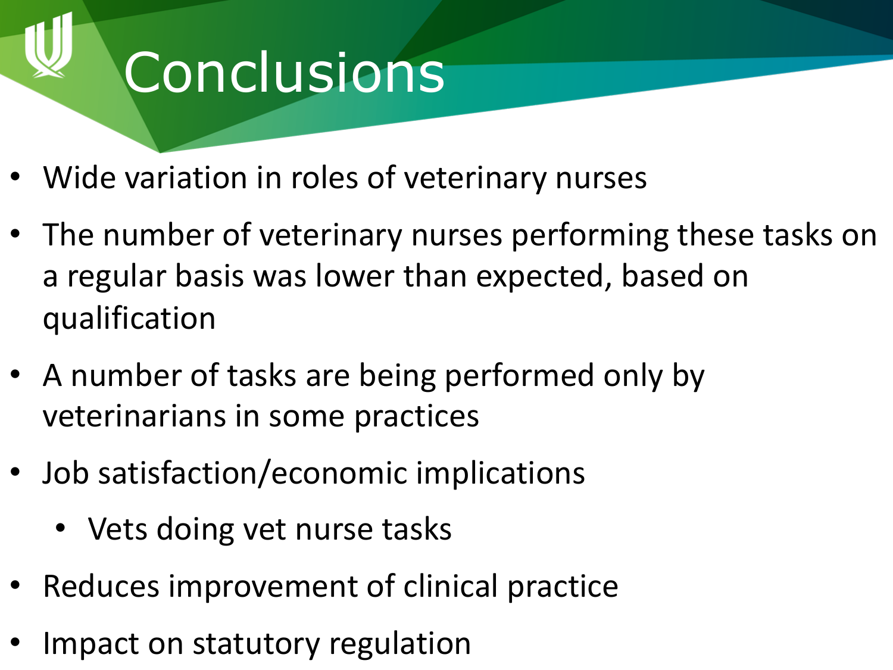# Conclusions

- Wide variation in roles of veterinary nurses
- The number of veterinary nurses performing these tasks on a regular basis was lower than expected, based on qualification
- A number of tasks are being performed only by veterinarians in some practices
- Job satisfaction/economic implications
  - Vets doing vet nurse tasks
- Reduces improvement of clinical practice
- Impact on statutory regulation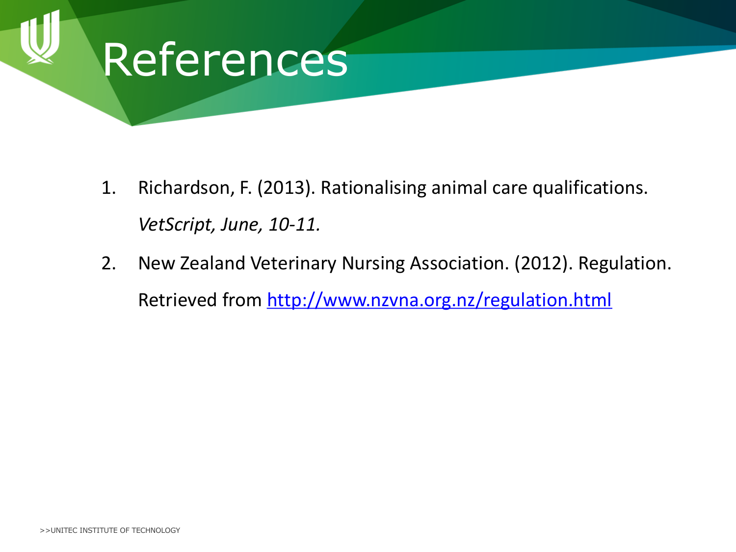# References

1. Richardson, F. (2013). Rationalising animal care qualifications. *VetScript, June, 10-11.*
2. New Zealand Veterinary Nursing Association. (2012). Regulation. Retrieved from http://www.nzvna.org.nz/regulation.html